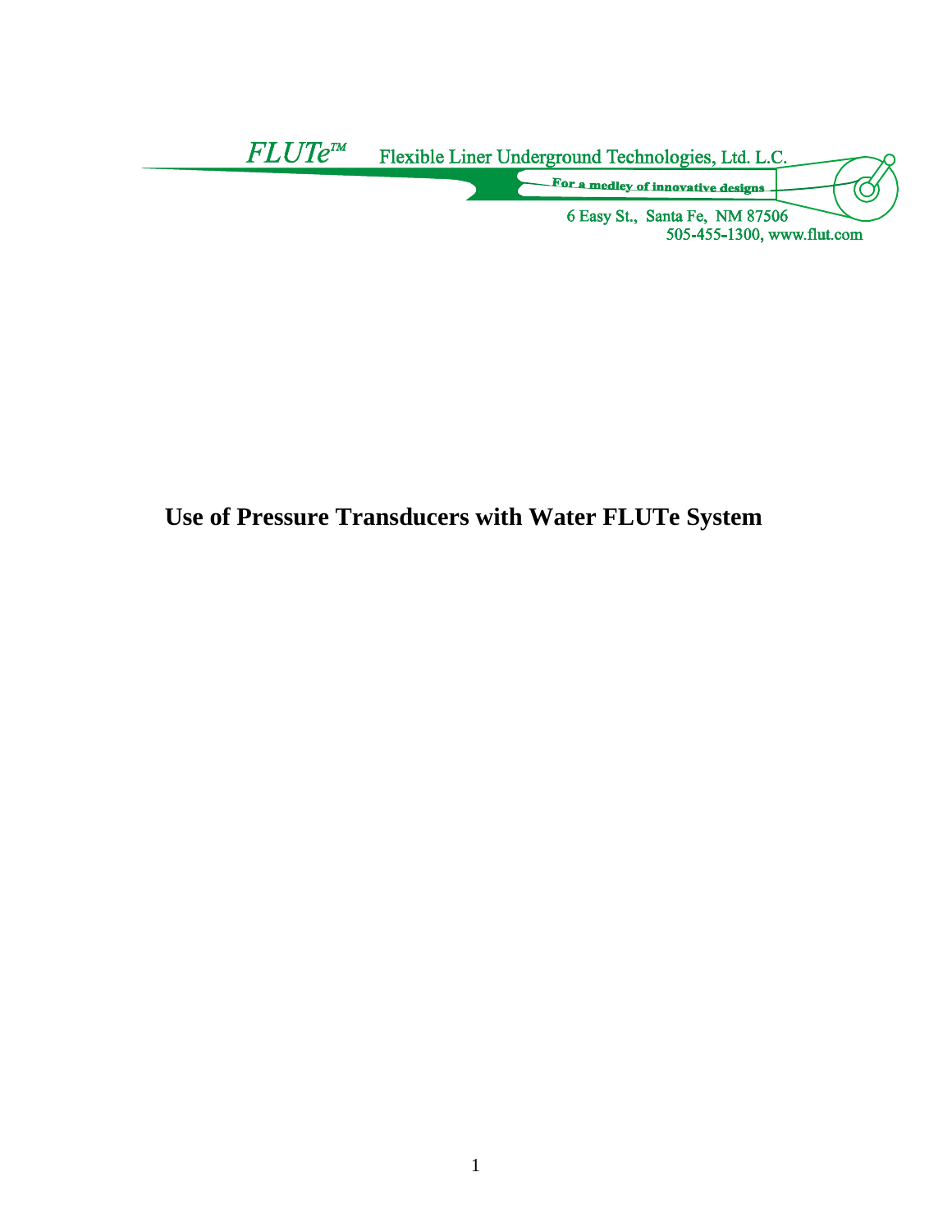*FLUTe*™ Flexible Liner Underground Technologies, Ltd. L.C.

For a medley of innovative designs

6 Easy St., Santa Fe, NM 87506
505-455-1300, www.flut.com

# Use of Pressure Transducers with Water FLUTe System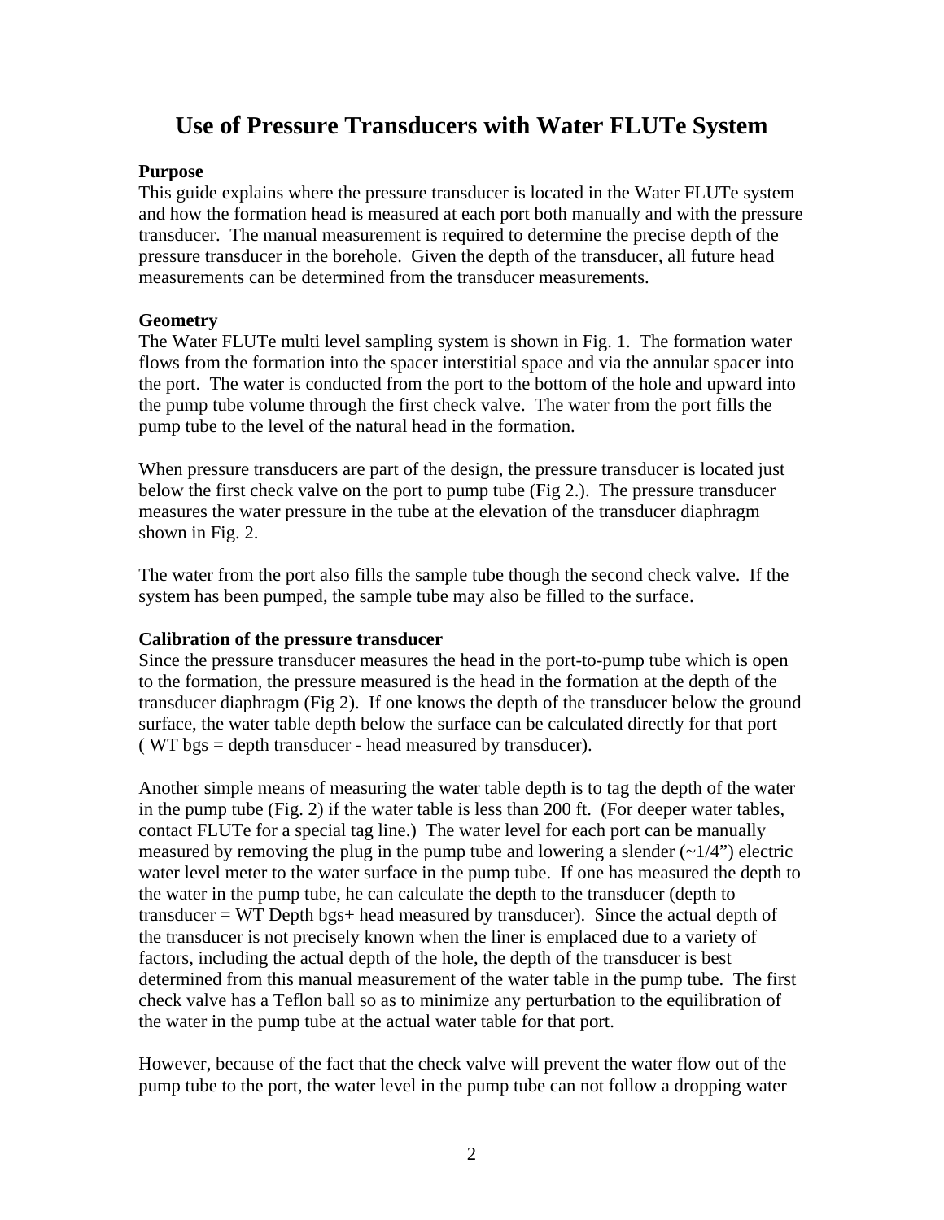# Use of Pressure Transducers with Water FLUTe System

**Purpose**
This guide explains where the pressure transducer is located in the Water FLUTe system and how the formation head is measured at each port both manually and with the pressure transducer. The manual measurement is required to determine the precise depth of the pressure transducer in the borehole. Given the depth of the transducer, all future head measurements can be determined from the transducer measurements.

**Geometry**
The Water FLUTe multi level sampling system is shown in Fig. 1. The formation water flows from the formation into the spacer interstitial space and via the annular spacer into the port. The water is conducted from the port to the bottom of the hole and upward into the pump tube volume through the first check valve. The water from the port fills the pump tube to the level of the natural head in the formation.

When pressure transducers are part of the design, the pressure transducer is located just below the first check valve on the port to pump tube (Fig 2.). The pressure transducer measures the water pressure in the tube at the elevation of the transducer diaphragm shown in Fig. 2.

The water from the port also fills the sample tube though the second check valve. If the system has been pumped, the sample tube may also be filled to the surface.

**Calibration of the pressure transducer**
Since the pressure transducer measures the head in the port-to-pump tube which is open to the formation, the pressure measured is the head in the formation at the depth of the transducer diaphragm (Fig 2). If one knows the depth of the transducer below the ground surface, the water table depth below the surface can be calculated directly for that port ( WT bgs = depth transducer - head measured by transducer).

Another simple means of measuring the water table depth is to tag the depth of the water in the pump tube (Fig. 2) if the water table is less than 200 ft. (For deeper water tables, contact FLUTe for a special tag line.) The water level for each port can be manually measured by removing the plug in the pump tube and lowering a slender (~1/4") electric water level meter to the water surface in the pump tube. If one has measured the depth to the water in the pump tube, he can calculate the depth to the transducer (depth to transducer = WT Depth bgs+ head measured by transducer). Since the actual depth of the transducer is not precisely known when the liner is emplaced due to a variety of factors, including the actual depth of the hole, the depth of the transducer is best determined from this manual measurement of the water table in the pump tube. The first check valve has a Teflon ball so as to minimize any perturbation to the equilibration of the water in the pump tube at the actual water table for that port.

However, because of the fact that the check valve will prevent the water flow out of the pump tube to the port, the water level in the pump tube can not follow a dropping water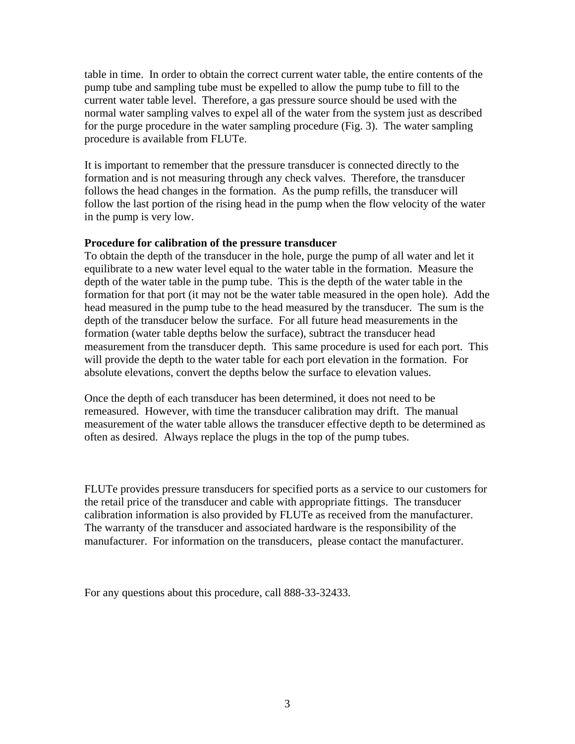table in time. In order to obtain the correct current water table, the entire contents of the pump tube and sampling tube must be expelled to allow the pump tube to fill to the current water table level. Therefore, a gas pressure source should be used with the normal water sampling valves to expel all of the water from the system just as described for the purge procedure in the water sampling procedure (Fig. 3). The water sampling procedure is available from FLUTe.

It is important to remember that the pressure transducer is connected directly to the formation and is not measuring through any check valves. Therefore, the transducer follows the head changes in the formation. As the pump refills, the transducer will follow the last portion of the rising head in the pump when the flow velocity of the water in the pump is very low.

**Procedure for calibration of the pressure transducer**

To obtain the depth of the transducer in the hole, purge the pump of all water and let it equilibrate to a new water level equal to the water table in the formation. Measure the depth of the water table in the pump tube. This is the depth of the water table in the formation for that port (it may not be the water table measured in the open hole). Add the head measured in the pump tube to the head measured by the transducer. The sum is the depth of the transducer below the surface. For all future head measurements in the formation (water table depths below the surface), subtract the transducer head measurement from the transducer depth. This same procedure is used for each port. This will provide the depth to the water table for each port elevation in the formation. For absolute elevations, convert the depths below the surface to elevation values.

Once the depth of each transducer has been determined, it does not need to be remeasured. However, with time the transducer calibration may drift. The manual measurement of the water table allows the transducer effective depth to be determined as often as desired. Always replace the plugs in the top of the pump tubes.

FLUTe provides pressure transducers for specified ports as a service to our customers for the retail price of the transducer and cable with appropriate fittings. The transducer calibration information is also provided by FLUTe as received from the manufacturer. The warranty of the transducer and associated hardware is the responsibility of the manufacturer. For information on the transducers, please contact the manufacturer.

For any questions about this procedure, call 888-33-32433.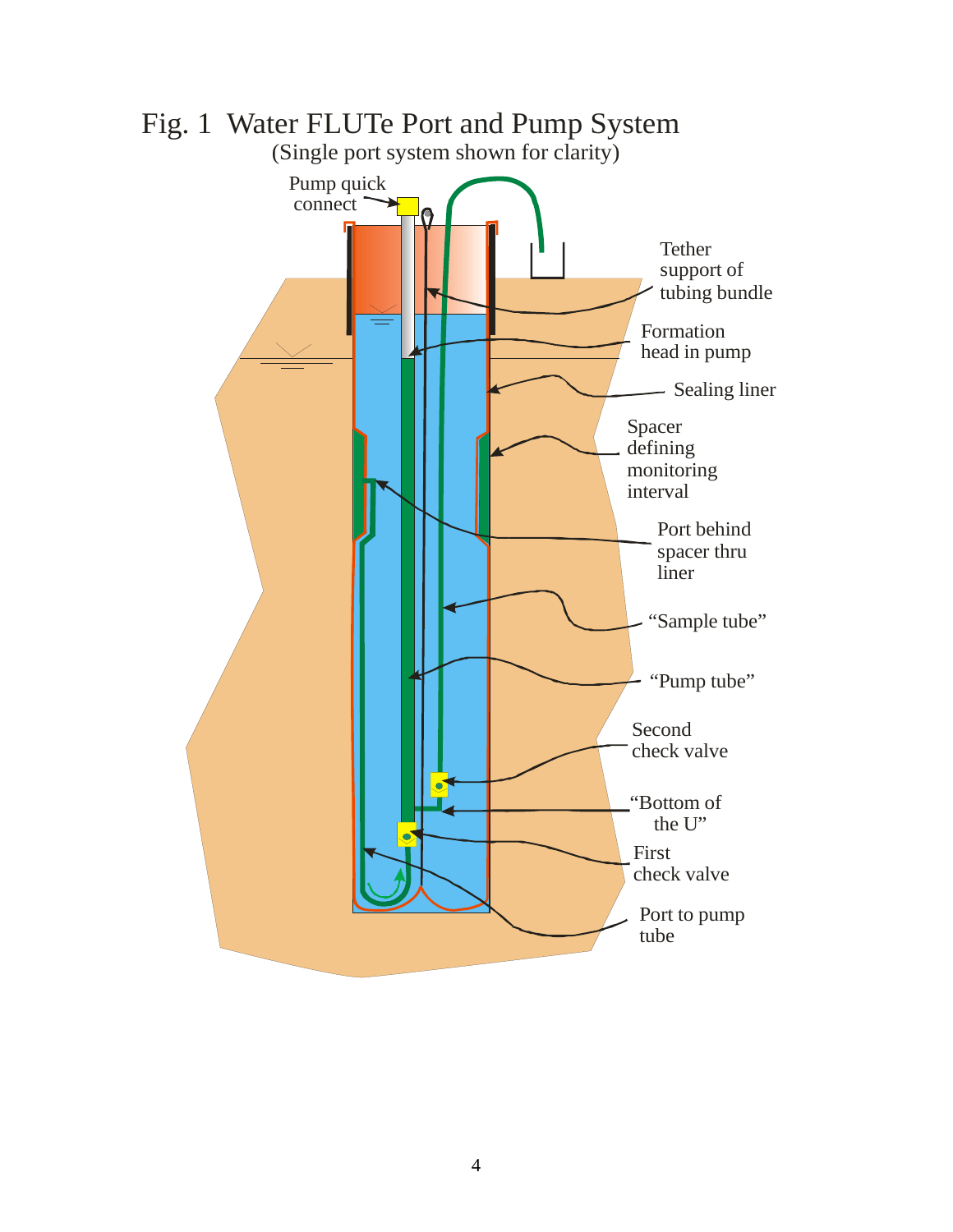# Fig. 1 Water FLUTe Port and Pump System

(Single port system shown for clarity)

Pump quick connect

Tether support of tubing bundle

Formation head in pump

Sealing liner

Spacer defining monitoring interval

Port behind spacer thru liner

"Sample tube"

"Pump tube"

Second check valve

"Bottom of the U"

First check valve

Port to pump tube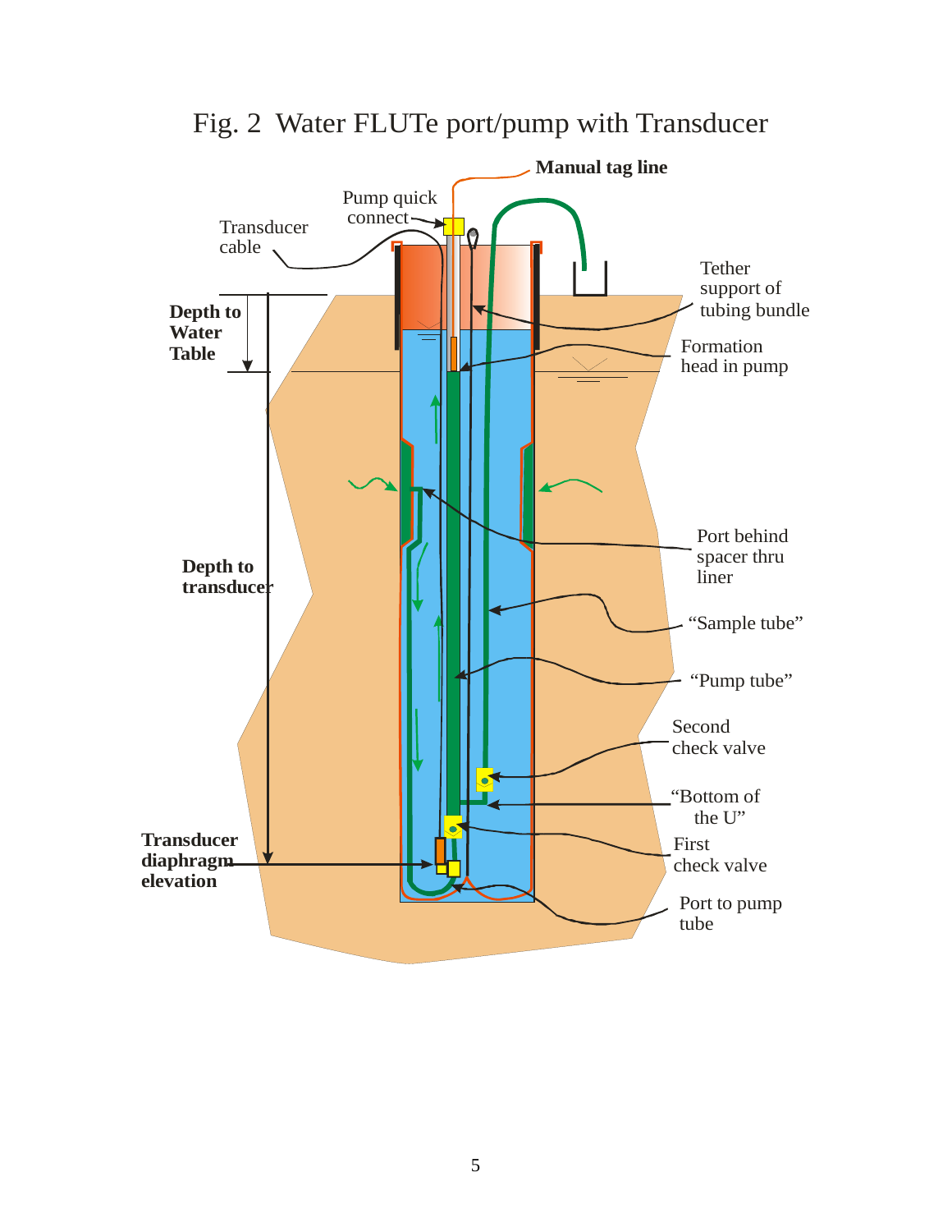# Fig. 2 Water FLUTe port/pump with Transducer

**Manual tag line**

Pump quick connect

Transducer cable

Tether support of tubing bundle

**Depth to Water Table**

Formation head in pump

Port behind spacer thru liner

**Depth to transducer**

"Sample tube"

"Pump tube"

Second check valve

"Bottom of the U"

**Transducer diaphragm elevation**

First check valve

Port to pump tube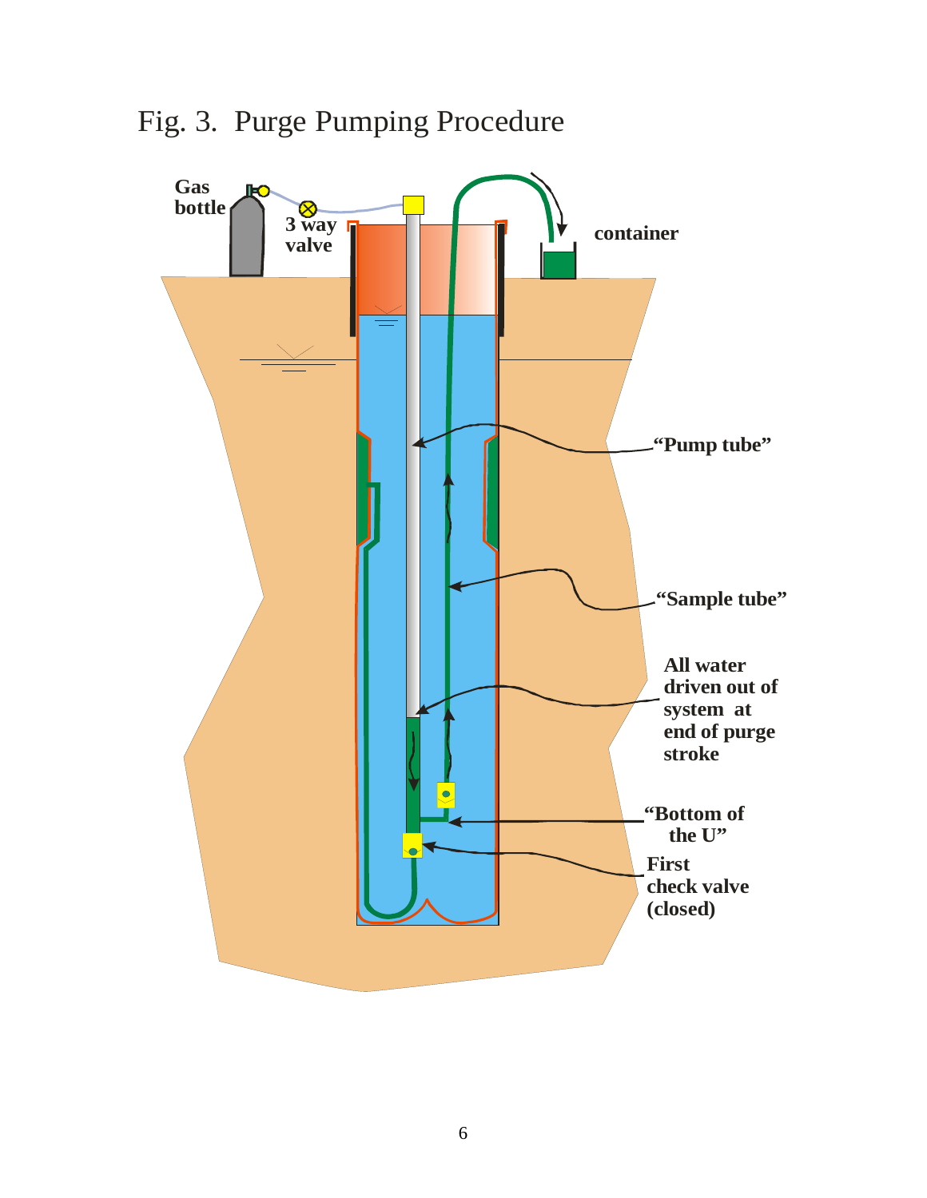Fig. 3. Purge Pumping Procedure

Gas bottle

3 way valve

container

"Pump tube"

"Sample tube"

All water driven out of system at end of purge stroke

"Bottom of the U"

First check valve (closed)